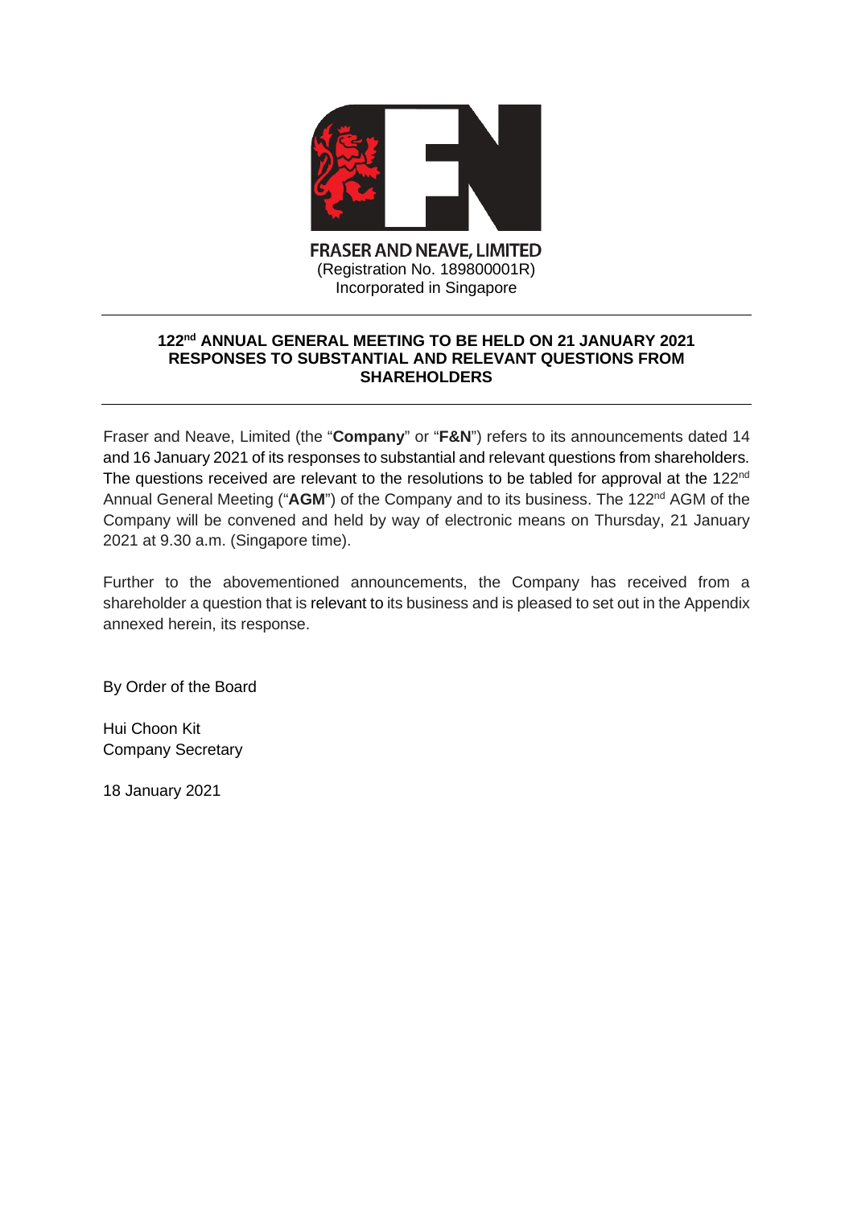**FRASER AND NEAVE, LIMITED**
(Registration No. 189800001R)
Incorporated in Singapore

---

**122nd ANNUAL GENERAL MEETING TO BE HELD ON 21 JANUARY 2021**
**RESPONSES TO SUBSTANTIAL AND RELEVANT QUESTIONS FROM SHAREHOLDERS**

---

Fraser and Neave, Limited (the "**Company**" or "**F&N**") refers to its announcements dated 14 and 16 January 2021 of its responses to substantial and relevant questions from shareholders. The questions received are relevant to the resolutions to be tabled for approval at the 122nd Annual General Meeting ("**AGM**") of the Company and to its business. The 122nd AGM of the Company will be convened and held by way of electronic means on Thursday, 21 January 2021 at 9.30 a.m. (Singapore time).

Further to the abovementioned announcements, the Company has received from a shareholder a question that is relevant to its business and is pleased to set out in the Appendix annexed herein, its response.

By Order of the Board

Hui Choon Kit
Company Secretary

18 January 2021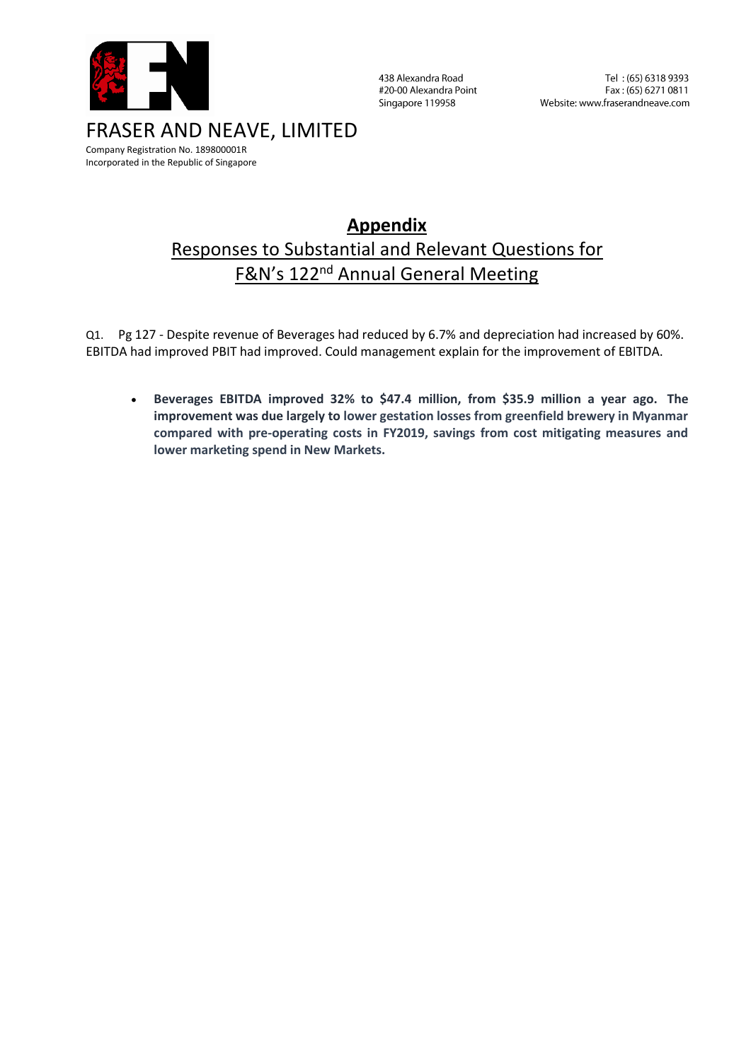FRASER AND NEAVE, LIMITED

Company Registration No. 189800001R
Incorporated in the Republic of Singapore

438 Alexandra Road
#20-00 Alexandra Point
Singapore 119958

Tel : (65) 6318 9393
Fax : (65) 6271 0811
Website: www.fraserandneave.com

# Appendix

## Responses to Substantial and Relevant Questions for F&N's 122nd Annual General Meeting

Q1. Pg 127 - Despite revenue of Beverages had reduced by 6.7% and depreciation had increased by 60%. EBITDA had improved PBIT had improved. Could management explain for the improvement of EBITDA.

- **Beverages EBITDA improved 32% to $47.4 million, from $35.9 million a year ago. The improvement was due largely to lower gestation losses from greenfield brewery in Myanmar compared with pre-operating costs in FY2019, savings from cost mitigating measures and lower marketing spend in New Markets.**